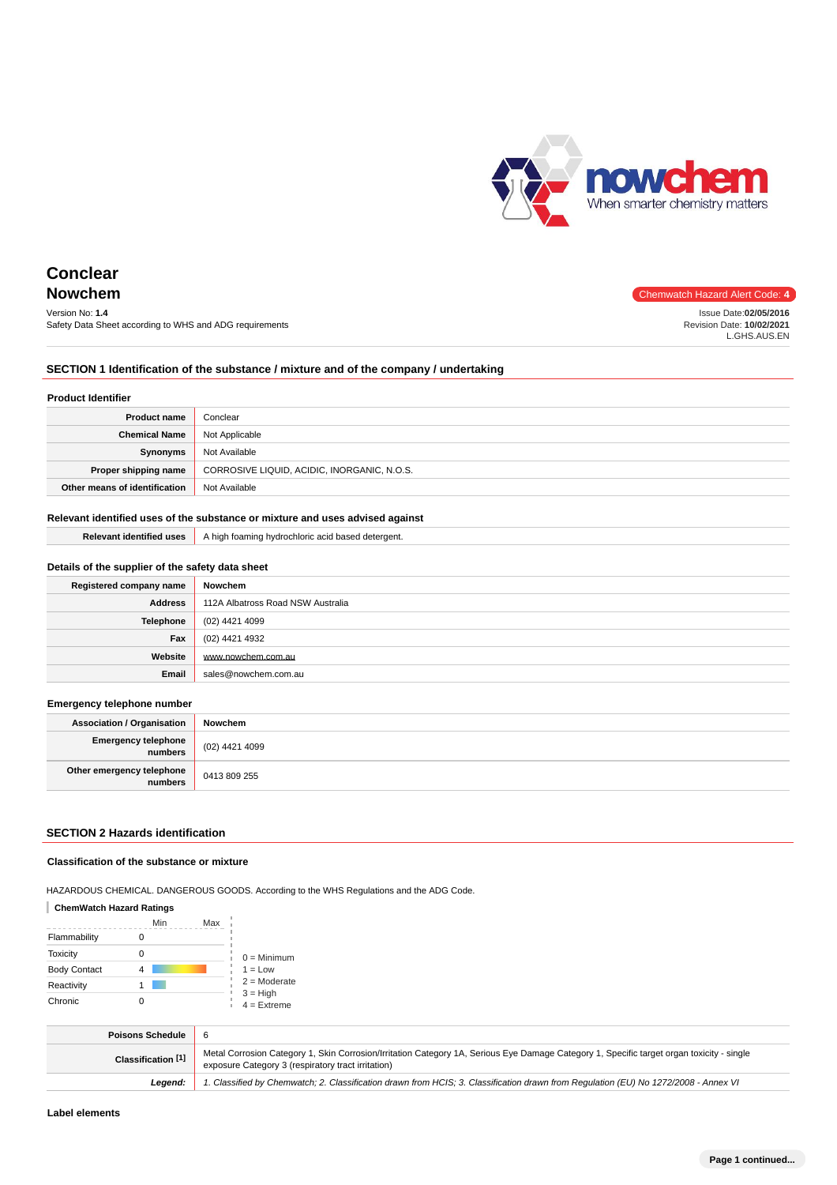# Conclear

## Nowchem

Version No: **1.4**
Safety Data Sheet according to WHS and ADG requirements

Chemwatch Hazard Alert Code: **4**

Issue Date:**02/05/2016**
Revision Date: **10/02/2021**
L.GHS.AUS.EN

## SECTION 1 Identification of the substance / mixture and of the company / undertaking

### Product Identifier

| | |
|---|---|
| **Product name** | Conclear |
| **Chemical Name** | Not Applicable |
| **Synonyms** | Not Available |
| **Proper shipping name** | CORROSIVE LIQUID, ACIDIC, INORGANIC, N.O.S. |
| **Other means of identification** | Not Available |

### Relevant identified uses of the substance or mixture and uses advised against

| | |
|---|---|
| **Relevant identified uses** | A high foaming hydrochloric acid based detergent. |

### Details of the supplier of the safety data sheet

| | |
|---|---|
| **Registered company name** | **Nowchem** |
| **Address** | 112A Albatross Road NSW Australia |
| **Telephone** | (02) 4421 4099 |
| **Fax** | (02) 4421 4932 |
| **Website** | www.nowchem.com.au |
| **Email** | sales@nowchem.com.au |

### Emergency telephone number

| | |
|---|---|
| **Association / Organisation** | **Nowchem** |
| **Emergency telephone numbers** | (02) 4421 4099 |
| **Other emergency telephone numbers** | 0413 809 255 |

## SECTION 2 Hazards identification

### Classification of the substance or mixture

HAZARDOUS CHEMICAL. DANGEROUS GOODS. According to the WHS Regulations and the ADG Code.

**ChemWatch Hazard Ratings**

| | Rating |
|---|---|
| Flammability | 0 |
| Toxicity | 0 |
| Body Contact | 4 |
| Reactivity | 1 |
| Chronic | 0 |

0 = Minimum
1 = Low
2 = Moderate
3 = High
4 = Extreme

| | |
|---|---|
| **Poisons Schedule** | 6 |
| **Classification [1]** | Metal Corrosion Category 1, Skin Corrosion/Irritation Category 1A, Serious Eye Damage Category 1, Specific target organ toxicity - single exposure Category 3 (respiratory tract irritation) |
| ***Legend:*** | *1. Classified by Chemwatch; 2. Classification drawn from HCIS; 3. Classification drawn from Regulation (EU) No 1272/2008 - Annex VI* |

### Label elements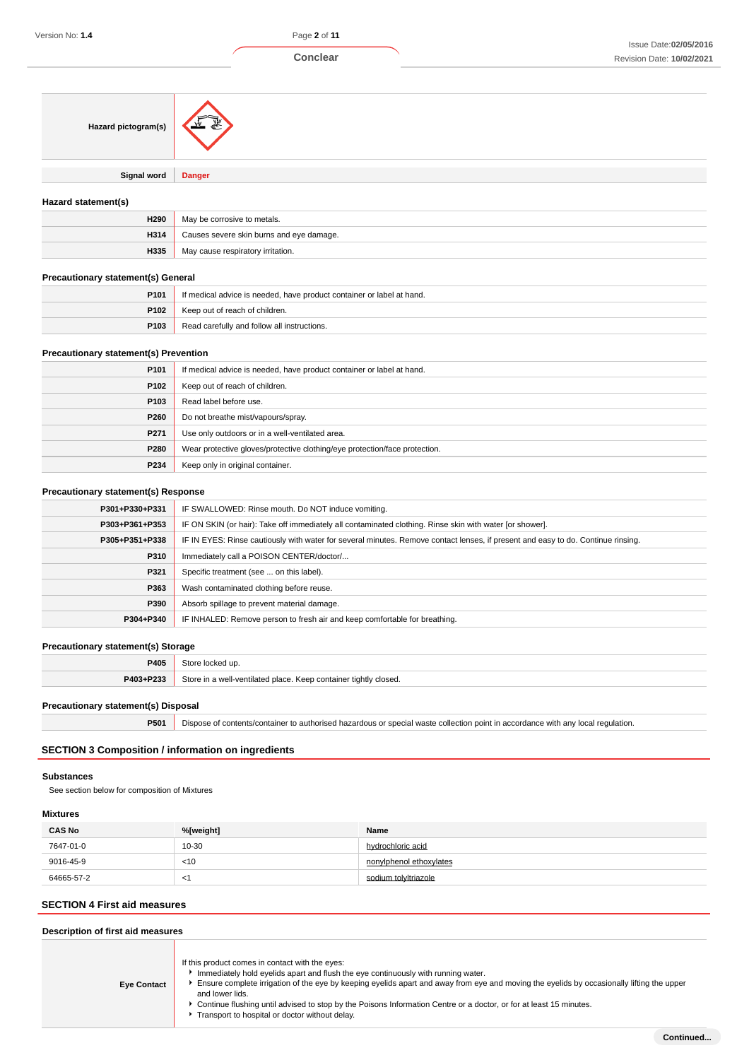| | |
|---|---|
| **Hazard pictogram(s)** | |
| **Signal word** | **Danger** |

### Hazard statement(s)

| | |
|---|---|
| **H290** | May be corrosive to metals. |
| **H314** | Causes severe skin burns and eye damage. |
| **H335** | May cause respiratory irritation. |

### Precautionary statement(s) General

| | |
|---|---|
| **P101** | If medical advice is needed, have product container or label at hand. |
| **P102** | Keep out of reach of children. |
| **P103** | Read carefully and follow all instructions. |

### Precautionary statement(s) Prevention

| | |
|---|---|
| **P101** | If medical advice is needed, have product container or label at hand. |
| **P102** | Keep out of reach of children. |
| **P103** | Read label before use. |
| **P260** | Do not breathe mist/vapours/spray. |
| **P271** | Use only outdoors or in a well-ventilated area. |
| **P280** | Wear protective gloves/protective clothing/eye protection/face protection. |
| **P234** | Keep only in original container. |

### Precautionary statement(s) Response

| | |
|---|---|
| **P301+P330+P331** | IF SWALLOWED: Rinse mouth. Do NOT induce vomiting. |
| **P303+P361+P353** | IF ON SKIN (or hair): Take off immediately all contaminated clothing. Rinse skin with water [or shower]. |
| **P305+P351+P338** | IF IN EYES: Rinse cautiously with water for several minutes. Remove contact lenses, if present and easy to do. Continue rinsing. |
| **P310** | Immediately call a POISON CENTER/doctor/... |
| **P321** | Specific treatment (see ... on this label). |
| **P363** | Wash contaminated clothing before reuse. |
| **P390** | Absorb spillage to prevent material damage. |
| **P304+P340** | IF INHALED: Remove person to fresh air and keep comfortable for breathing. |

### Precautionary statement(s) Storage

| | |
|---|---|
| **P405** | Store locked up. |
| **P403+P233** | Store in a well-ventilated place. Keep container tightly closed. |

### Precautionary statement(s) Disposal

| | |
|---|---|
| **P501** | Dispose of contents/container to authorised hazardous or special waste collection point in accordance with any local regulation. |

## SECTION 3 Composition / information on ingredients

### Substances

See section below for composition of Mixtures

### Mixtures

| CAS No | %[weight] | Name |
|---|---|---|
| 7647-01-0 | 10-30 | hydrochloric acid |
| 9016-45-9 | <10 | nonylphenol ethoxylates |
| 64665-57-2 | <1 | sodium tolyltriazole |

## SECTION 4 First aid measures

### Description of first aid measures

| | |
|---|---|
| **Eye Contact** | If this product comes in contact with the eyes:<br>▸ Immediately hold eyelids apart and flush the eye continuously with running water.<br>▸ Ensure complete irrigation of the eye by keeping eyelids apart and away from eye and moving the eyelids by occasionally lifting the upper and lower lids.<br>▸ Continue flushing until advised to stop by the Poisons Information Centre or a doctor, or for at least 15 minutes.<br>▸ Transport to hospital or doctor without delay. |

Continued...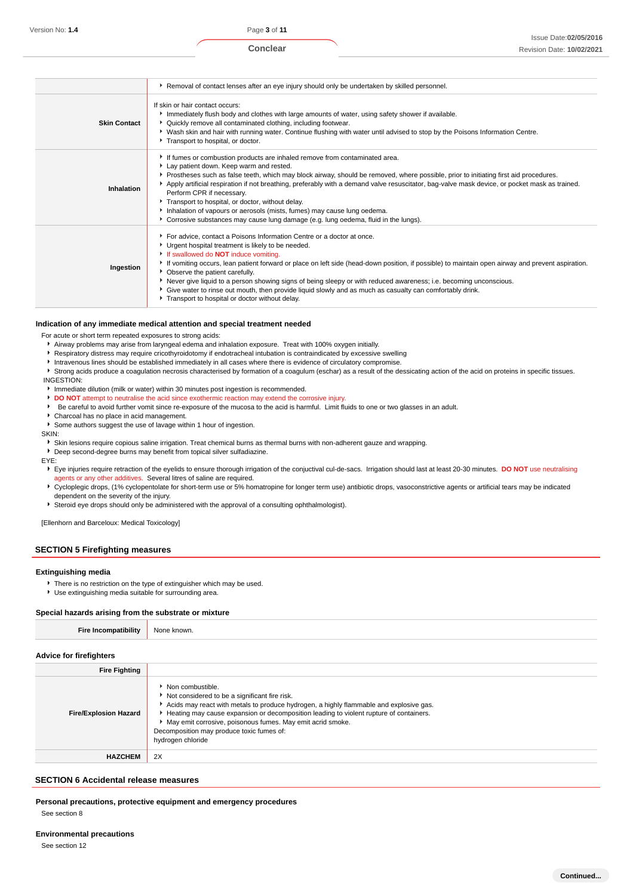| | |
|---|---|
| | ▸ Removal of contact lenses after an eye injury should only be undertaken by skilled personnel. |
| **Skin Contact** | If skin or hair contact occurs:<br>▸ Immediately flush body and clothes with large amounts of water, using safety shower if available.<br>▸ Quickly remove all contaminated clothing, including footwear.<br>▸ Wash skin and hair with running water. Continue flushing with water until advised to stop by the Poisons Information Centre.<br>▸ Transport to hospital, or doctor. |
| **Inhalation** | ▸ If fumes or combustion products are inhaled remove from contaminated area.<br>▸ Lay patient down. Keep warm and rested.<br>▸ Prostheses such as false teeth, which may block airway, should be removed, where possible, prior to initiating first aid procedures.<br>▸ Apply artificial respiration if not breathing, preferably with a demand valve resuscitator, bag-valve mask device, or pocket mask as trained. Perform CPR if necessary.<br>▸ Transport to hospital, or doctor, without delay.<br>▸ Inhalation of vapours or aerosols (mists, fumes) may cause lung oedema.<br>▸ Corrosive substances may cause lung damage (e.g. lung oedema, fluid in the lungs). |
| **Ingestion** | ▸ For advice, contact a Poisons Information Centre or a doctor at once.<br>▸ Urgent hospital treatment is likely to be needed.<br>▸ If swallowed do **NOT** induce vomiting.<br>▸ If vomiting occurs, lean patient forward or place on left side (head-down position, if possible) to maintain open airway and prevent aspiration.<br>▸ Observe the patient carefully.<br>▸ Never give liquid to a person showing signs of being sleepy or with reduced awareness; i.e. becoming unconscious.<br>▸ Give water to rinse out mouth, then provide liquid slowly and as much as casualty can comfortably drink.<br>▸ Transport to hospital or doctor without delay. |

### Indication of any immediate medical attention and special treatment needed

For acute or short term repeated exposures to strong acids:

- Airway problems may arise from laryngeal edema and inhalation exposure. Treat with 100% oxygen initially.
- Respiratory distress may require cricothyroidotomy if endotracheal intubation is contraindicated by excessive swelling
- Intravenous lines should be established immediately in all cases where there is evidence of circulatory compromise.
- Strong acids produce a coagulation necrosis characterised by formation of a coagulum (eschar) as a result of the dessicating action of the acid on proteins in specific tissues.

INGESTION:

- Immediate dilution (milk or water) within 30 minutes post ingestion is recommended.
- **DO NOT** attempt to neutralise the acid since exothermic reaction may extend the corrosive injury.
- Be careful to avoid further vomit since re-exposure of the mucosa to the acid is harmful. Limit fluids to one or two glasses in an adult.
- Charcoal has no place in acid management.
- Some authors suggest the use of lavage within 1 hour of ingestion.

SKIN:

- Skin lesions require copious saline irrigation. Treat chemical burns as thermal burns with non-adherent gauze and wrapping.
- Deep second-degree burns may benefit from topical silver sulfadiazine.

EYE:

- Eye injuries require retraction of the eyelids to ensure thorough irrigation of the conjuctival cul-de-sacs. Irrigation should last at least 20-30 minutes. **DO NOT** use neutralising agents or any other additives. Several litres of saline are required.
- Cycloplegic drops, (1% cyclopentolate for short-term use or 5% homatropine for longer term use) antibiotic drops, vasoconstrictive agents or artificial tears may be indicated dependent on the severity of the injury.
- Steroid eye drops should only be administered with the approval of a consulting ophthalmologist).

[Ellenhorn and Barceloux: Medical Toxicology]

## SECTION 5 Firefighting measures

### Extinguishing media

- There is no restriction on the type of extinguisher which may be used.
- Use extinguishing media suitable for surrounding area.

### Special hazards arising from the substrate or mixture

| | |
|---|---|
| **Fire Incompatibility** | None known. |

### Advice for firefighters

| | |
|---|---|
| **Fire Fighting** | |
| **Fire/Explosion Hazard** | ▸ Non combustible.<br>▸ Not considered to be a significant fire risk.<br>▸ Acids may react with metals to produce hydrogen, a highly flammable and explosive gas.<br>▸ Heating may cause expansion or decomposition leading to violent rupture of containers.<br>▸ May emit corrosive, poisonous fumes. May emit acrid smoke.<br>Decomposition may produce toxic fumes of:<br>hydrogen chloride |
| **HAZCHEM** | 2X |

## SECTION 6 Accidental release measures

### Personal precautions, protective equipment and emergency procedures

See section 8

### Environmental precautions

See section 12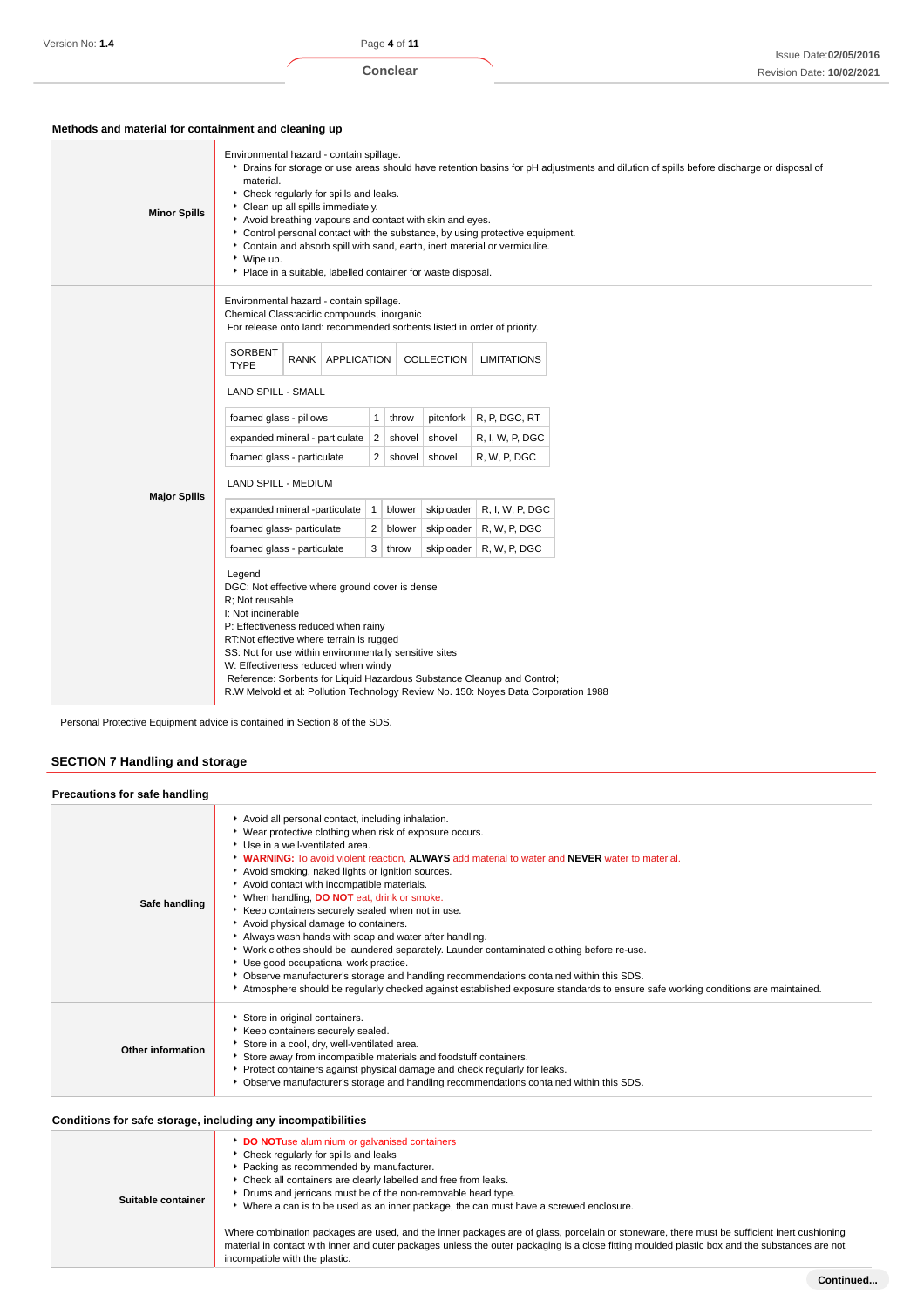### Methods and material for containment and cleaning up

| | |
|---|---|
| **Minor Spills** | Environmental hazard - contain spillage.<br>• Drains for storage or use areas should have retention basins for pH adjustments and dilution of spills before discharge or disposal of material.<br>• Check regularly for spills and leaks.<br>• Clean up all spills immediately.<br>• Avoid breathing vapours and contact with skin and eyes.<br>• Control personal contact with the substance, by using protective equipment.<br>• Contain and absorb spill with sand, earth, inert material or vermiculite.<br>• Wipe up.<br>• Place in a suitable, labelled container for waste disposal. |
| **Major Spills** | Environmental hazard - contain spillage.<br>Chemical Class:acidic compounds, inorganic<br>For release onto land: recommended sorbents listed in order of priority. (see table below) |

| SORBENT TYPE | RANK | APPLICATION | COLLECTION | LIMITATIONS |
|---|---|---|---|---|
| **LAND SPILL - SMALL** | | | | |
| foamed glass - pillows | 1 | throw | pitchfork | R, P, DGC, RT |
| expanded mineral - particulate | 2 | shovel | shovel | R, I, W, P, DGC |
| foamed glass - particulate | 2 | shovel | shovel | R, W, P, DGC |
| **LAND SPILL - MEDIUM** | | | | |
| expanded mineral -particulate | 1 | blower | skiploader | R, I, W, P, DGC |
| foamed glass- particulate | 2 | blower | skiploader | R, W, P, DGC |
| foamed glass - particulate | 3 | throw | skiploader | R, W, P, DGC |

Legend
DGC: Not effective where ground cover is dense
R; Not reusable
I: Not incinerable
P: Effectiveness reduced when rainy
RT:Not effective where terrain is rugged
SS: Not for use within environmentally sensitive sites
W: Effectiveness reduced when windy
Reference: Sorbents for Liquid Hazardous Substance Cleanup and Control;
R.W Melvold et al: Pollution Technology Review No. 150: Noyes Data Corporation 1988

Personal Protective Equipment advice is contained in Section 8 of the SDS.

## SECTION 7 Handling and storage

### Precautions for safe handling

| | |
|---|---|
| **Safe handling** | • Avoid all personal contact, including inhalation.<br>• Wear protective clothing when risk of exposure occurs.<br>• Use in a well-ventilated area.<br>• **WARNING:** To avoid violent reaction, **ALWAYS** add material to water and **NEVER** water to material.<br>• Avoid smoking, naked lights or ignition sources.<br>• Avoid contact with incompatible materials.<br>• When handling, **DO NOT** eat, drink or smoke.<br>• Keep containers securely sealed when not in use.<br>• Avoid physical damage to containers.<br>• Always wash hands with soap and water after handling.<br>• Work clothes should be laundered separately. Launder contaminated clothing before re-use.<br>• Use good occupational work practice.<br>• Observe manufacturer's storage and handling recommendations contained within this SDS.<br>• Atmosphere should be regularly checked against established exposure standards to ensure safe working conditions are maintained. |
| **Other information** | • Store in original containers.<br>• Keep containers securely sealed.<br>• Store in a cool, dry, well-ventilated area.<br>• Store away from incompatible materials and foodstuff containers.<br>• Protect containers against physical damage and check regularly for leaks.<br>• Observe manufacturer's storage and handling recommendations contained within this SDS. |

### Conditions for safe storage, including any incompatibilities

| | |
|---|---|
| **Suitable container** | • **DO NOT**use aluminium or galvanised containers<br>• Check regularly for spills and leaks<br>• Packing as recommended by manufacturer.<br>• Check all containers are clearly labelled and free from leaks.<br>• Drums and jerricans must be of the non-removable head type.<br>• Where a can is to be used as an inner package, the can must have a screwed enclosure.<br><br>Where combination packages are used, and the inner packages are of glass, porcelain or stoneware, there must be sufficient inert cushioning material in contact with inner and outer packages unless the outer packaging is a close fitting moulded plastic box and the substances are not incompatible with the plastic. |

**Continued...**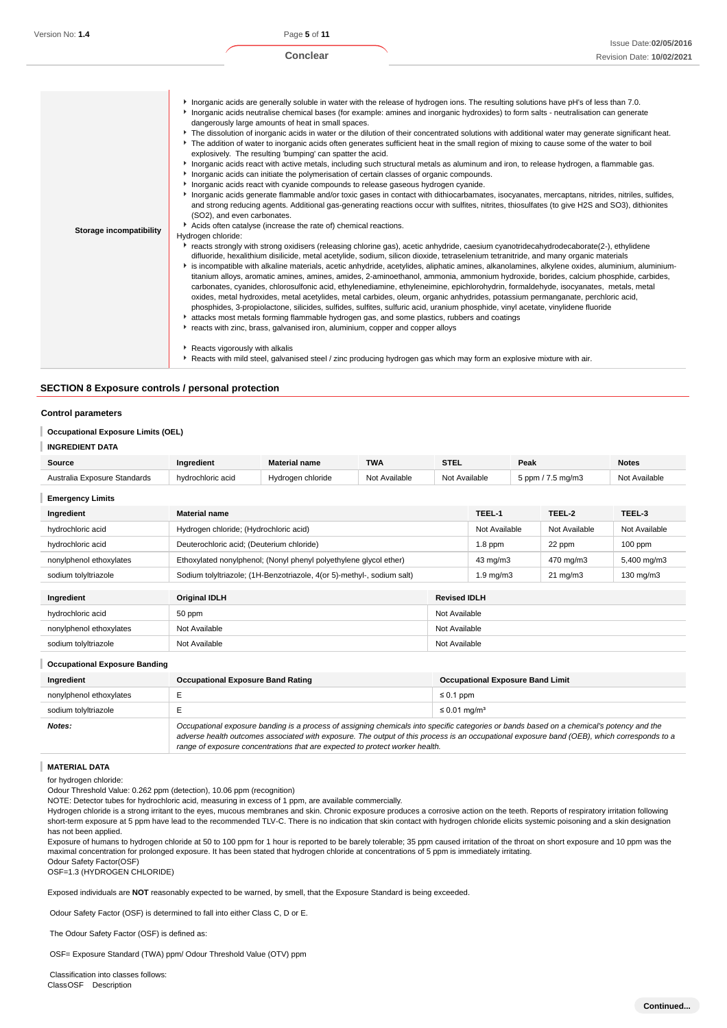| | |
|---|---|
| Storage incompatibility | ▸ Inorganic acids are generally soluble in water with the release of hydrogen ions. The resulting solutions have pH's of less than 7.0.<br>▸ Inorganic acids neutralise chemical bases (for example: amines and inorganic hydroxides) to form salts - neutralisation can generate dangerously large amounts of heat in small spaces.<br>▸ The dissolution of inorganic acids in water or the dilution of their concentrated solutions with additional water may generate significant heat.<br>▸ The addition of water to inorganic acids often generates sufficient heat in the small region of mixing to cause some of the water to boil explosively. The resulting 'bumping' can spatter the acid.<br>▸ Inorganic acids react with active metals, including such structural metals as aluminum and iron, to release hydrogen, a flammable gas.<br>▸ Inorganic acids can initiate the polymerisation of certain classes of organic compounds.<br>▸ Inorganic acids react with cyanide compounds to release gaseous hydrogen cyanide.<br>▸ Inorganic acids generate flammable and/or toxic gases in contact with dithiocarbamates, isocyanates, mercaptans, nitrides, nitriles, sulfides, and strong reducing agents. Additional gas-generating reactions occur with sulfites, nitrites, thiosulfates (to give H2S and SO3), dithionites (SO2), and even carbonates.<br>▸ Acids often catalyse (increase the rate of) chemical reactions.<br>Hydrogen chloride:<br>▸ reacts strongly with strong oxidisers (releasing chlorine gas), acetic anhydride, caesium cyanotridecahydrodecaborate(2-), ethylidene difluoride, hexalithium disilicide, metal acetylide, sodium, silicon dioxide, tetraselenium tetranitride, and many organic materials<br>▸ is incompatible with alkaline materials, acetic anhydride, acetylides, aliphatic amines, alkanolamines, alkylene oxides, aluminium, aluminium-titanium alloys, aromatic amines, amines, amides, 2-aminoethanol, ammonia, ammonium hydroxide, borides, calcium phosphide, carbides, carbonates, cyanides, chlorosulfonic acid, ethylenediamine, ethyleneimine, epichlorohydrin, formaldehyde, isocyanates, metals, metal oxides, metal hydroxides, metal acetylides, metal carbides, oleum, organic anhydrides, potassium permanganate, perchloric acid, phosphides, 3-propiolactone, silicides, sulfides, sulfites, sulfuric acid, uranium phosphide, vinyl acetate, vinylidene fluoride<br>▸ attacks most metals forming flammable hydrogen gas, and some plastics, rubbers and coatings<br>▸ reacts with zinc, brass, galvanised iron, aluminium, copper and copper alloys<br><br>▸ Reacts vigorously with alkalis<br>▸ Reacts with mild steel, galvanised steel / zinc producing hydrogen gas which may form an explosive mixture with air. |

## SECTION 8 Exposure controls / personal protection

### Control parameters

#### Occupational Exposure Limits (OEL)

#### INGREDIENT DATA

| Source | Ingredient | Material name | TWA | STEL | Peak | Notes |
|---|---|---|---|---|---|---|
| Australia Exposure Standards | hydrochloric acid | Hydrogen chloride | Not Available | Not Available | 5 ppm / 7.5 mg/m3 | Not Available |

#### Emergency Limits

| Ingredient | Material name | TEEL-1 | TEEL-2 | TEEL-3 |
|---|---|---|---|---|
| hydrochloric acid | Hydrogen chloride; (Hydrochloric acid) | Not Available | Not Available | Not Available |
| hydrochloric acid | Deuterochloric acid; (Deuterium chloride) | 1.8 ppm | 22 ppm | 100 ppm |
| nonylphenol ethoxylates | Ethoxylated nonylphenol; (Nonyl phenyl polyethylene glycol ether) | 43 mg/m3 | 470 mg/m3 | 5,400 mg/m3 |
| sodium tolyltriazole | Sodium tolyltriazole; (1H-Benzotriazole, 4(or 5)-methyl-, sodium salt) | 1.9 mg/m3 | 21 mg/m3 | 130 mg/m3 |

| Ingredient | Original IDLH | Revised IDLH |
|---|---|---|
| hydrochloric acid | 50 ppm | Not Available |
| nonylphenol ethoxylates | Not Available | Not Available |
| sodium tolyltriazole | Not Available | Not Available |

#### Occupational Exposure Banding

| Ingredient | Occupational Exposure Band Rating | Occupational Exposure Band Limit |
|---|---|---|
| nonylphenol ethoxylates | E | ≤ 0.1 ppm |
| sodium tolyltriazole | E | ≤ 0.01 mg/m³ |
| ***Notes:*** | *Occupational exposure banding is a process of assigning chemicals into specific categories or bands based on a chemical's potency and the adverse health outcomes associated with exposure. The output of this process is an occupational exposure band (OEB), which corresponds to a range of exposure concentrations that are expected to protect worker health.* | |

#### MATERIAL DATA

for hydrogen chloride:
Odour Threshold Value: 0.262 ppm (detection), 10.06 ppm (recognition)
NOTE: Detector tubes for hydrochloric acid, measuring in excess of 1 ppm, are available commercially.
Hydrogen chloride is a strong irritant to the eyes, mucous membranes and skin. Chronic exposure produces a corrosive action on the teeth. Reports of respiratory irritation following short-term exposure at 5 ppm have lead to the recommended TLV-C. There is no indication that skin contact with hydrogen chloride elicits systemic poisoning and a skin designation has not been applied.
Exposure of humans to hydrogen chloride at 50 to 100 ppm for 1 hour is reported to be barely tolerable; 35 ppm caused irritation of the throat on short exposure and 10 ppm was the maximal concentration for prolonged exposure. It has been stated that hydrogen chloride at concentrations of 5 ppm is immediately irritating.
Odour Safety Factor(OSF)
OSF=1.3 (HYDROGEN CHLORIDE)

Exposed individuals are **NOT** reasonably expected to be warned, by smell, that the Exposure Standard is being exceeded.

Odour Safety Factor (OSF) is determined to fall into either Class C, D or E.

The Odour Safety Factor (OSF) is defined as:

OSF= Exposure Standard (TWA) ppm/ Odour Threshold Value (OTV) ppm

Classification into classes follows:
ClassOSF Description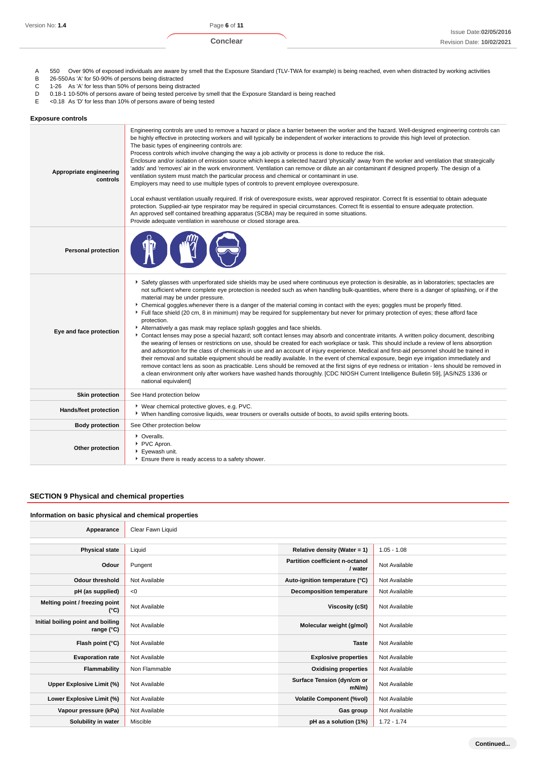| | | |
|---|---|---|
| A | 550 | Over 90% of exposed individuals are aware by smell that the Exposure Standard (TLV-TWA for example) is being reached, even when distracted by working activities |
| B | 26-550 | As 'A' for 50-90% of persons being distracted |
| C | 1-26 | As 'A' for less than 50% of persons being distracted |
| D | 0.18-1 | 10-50% of persons aware of being tested perceive by smell that the Exposure Standard is being reached |
| E | <0.18 | As 'D' for less than 10% of persons aware of being tested |

### Exposure controls

| | |
|---|---|
| **Appropriate engineering controls** | Engineering controls are used to remove a hazard or place a barrier between the worker and the hazard. Well-designed engineering controls can be highly effective in protecting workers and will typically be independent of worker interactions to provide this high level of protection.<br>The basic types of engineering controls are:<br>Process controls which involve changing the way a job activity or process is done to reduce the risk.<br>Enclosure and/or isolation of emission source which keeps a selected hazard 'physically' away from the worker and ventilation that strategically 'adds' and 'removes' air in the work environment. Ventilation can remove or dilute an air contaminant if designed properly. The design of a ventilation system must match the particular process and chemical or contaminant in use.<br>Employers may need to use multiple types of controls to prevent employee overexposure.<br><br>Local exhaust ventilation usually required. If risk of overexposure exists, wear approved respirator. Correct fit is essential to obtain adequate protection. Supplied-air type respirator may be required in special circumstances. Correct fit is essential to ensure adequate protection.<br>An approved self contained breathing apparatus (SCBA) may be required in some situations.<br>Provide adequate ventilation in warehouse or closed storage area. |
| **Personal protection** | |
| **Eye and face protection** | - Safety glasses with unperforated side shields may be used where continuous eye protection is desirable, as in laboratories; spectacles are not sufficient where complete eye protection is needed such as when handling bulk-quantities, where there is a danger of splashing, or if the material may be under pressure.<br>- Chemical goggles.whenever there is a danger of the material coming in contact with the eyes; goggles must be properly fitted.<br>- Full face shield (20 cm, 8 in minimum) may be required for supplementary but never for primary protection of eyes; these afford face protection.<br>- Alternatively a gas mask may replace splash goggles and face shields.<br>- Contact lenses may pose a special hazard; soft contact lenses may absorb and concentrate irritants. A written policy document, describing the wearing of lenses or restrictions on use, should be created for each workplace or task. This should include a review of lens absorption and adsorption for the class of chemicals in use and an account of injury experience. Medical and first-aid personnel should be trained in their removal and suitable equipment should be readily available. In the event of chemical exposure, begin eye irrigation immediately and remove contact lens as soon as practicable. Lens should be removed at the first signs of eye redness or irritation - lens should be removed in a clean environment only after workers have washed hands thoroughly. [CDC NIOSH Current Intelligence Bulletin 59], [AS/NZS 1336 or national equivalent] |
| **Skin protection** | See Hand protection below |
| **Hands/feet protection** | - Wear chemical protective gloves, e.g. PVC.<br>- When handling corrosive liquids, wear trousers or overalls outside of boots, to avoid spills entering boots. |
| **Body protection** | See Other protection below |
| **Other protection** | - Overalls.<br>- PVC Apron.<br>- Eyewash unit.<br>- Ensure there is ready access to a safety shower. |

## SECTION 9 Physical and chemical properties

### Information on basic physical and chemical properties

| | | | |
|---|---|---|---|
| **Appearance** | Clear Fawn Liquid | | |
| **Physical state** | Liquid | **Relative density (Water = 1)** | 1.05 - 1.08 |
| **Odour** | Pungent | **Partition coefficient n-octanol / water** | Not Available |
| **Odour threshold** | Not Available | **Auto-ignition temperature (°C)** | Not Available |
| **pH (as supplied)** | <0 | **Decomposition temperature** | Not Available |
| **Melting point / freezing point (°C)** | Not Available | **Viscosity (cSt)** | Not Available |
| **Initial boiling point and boiling range (°C)** | Not Available | **Molecular weight (g/mol)** | Not Available |
| **Flash point (°C)** | Not Available | **Taste** | Not Available |
| **Evaporation rate** | Not Available | **Explosive properties** | Not Available |
| **Flammability** | Non Flammable | **Oxidising properties** | Not Available |
| **Upper Explosive Limit (%)** | Not Available | **Surface Tension (dyn/cm or mN/m)** | Not Available |
| **Lower Explosive Limit (%)** | Not Available | **Volatile Component (%vol)** | Not Available |
| **Vapour pressure (kPa)** | Not Available | **Gas group** | Not Available |
| **Solubility in water** | Miscible | **pH as a solution (1%)** | 1.72 - 1.74 |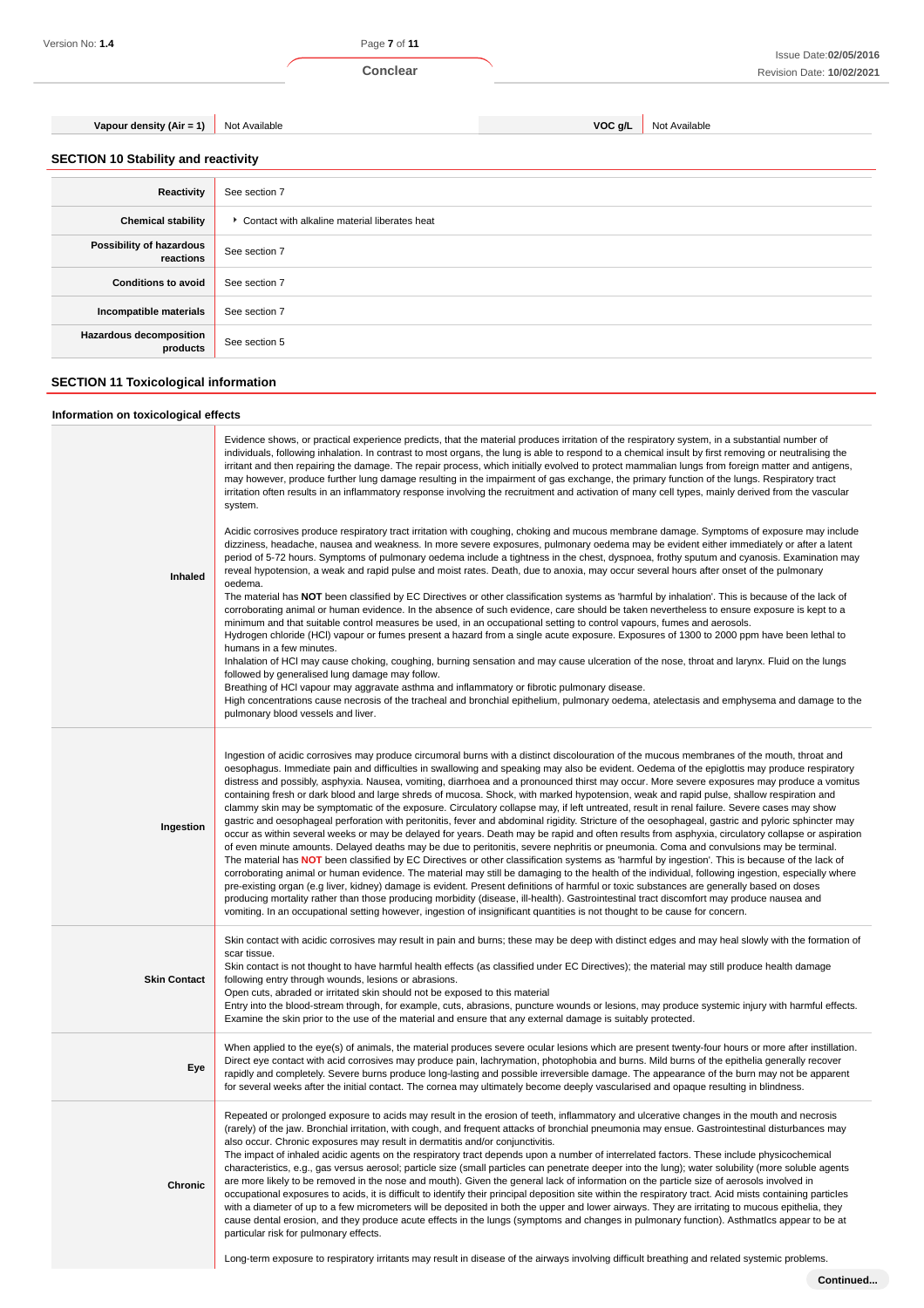| Vapour density (Air = 1) | Not Available | VOC g/L | Not Available |
|---|---|---|---|

## SECTION 10 Stability and reactivity

| | |
|---|---|
| **Reactivity** | See section 7 |
| **Chemical stability** | ▸ Contact with alkaline material liberates heat |
| **Possibility of hazardous reactions** | See section 7 |
| **Conditions to avoid** | See section 7 |
| **Incompatible materials** | See section 7 |
| **Hazardous decomposition products** | See section 5 |

## SECTION 11 Toxicological information

### Information on toxicological effects

| | |
|---|---|
| **Inhaled** | Evidence shows, or practical experience predicts, that the material produces irritation of the respiratory system, in a substantial number of individuals, following inhalation. In contrast to most organs, the lung is able to respond to a chemical insult by first removing or neutralising the irritant and then repairing the damage. The repair process, which initially evolved to protect mammalian lungs from foreign matter and antigens, may however, produce further lung damage resulting in the impairment of gas exchange, the primary function of the lungs. Respiratory tract irritation often results in an inflammatory response involving the recruitment and activation of many cell types, mainly derived from the vascular system.<br><br>Acidic corrosives produce respiratory tract irritation with coughing, choking and mucous membrane damage. Symptoms of exposure may include dizziness, headache, nausea and weakness. In more severe exposures, pulmonary oedema may be evident either immediately or after a latent period of 5-72 hours. Symptoms of pulmonary oedema include a tightness in the chest, dyspnoea, frothy sputum and cyanosis. Examination may reveal hypotension, a weak and rapid pulse and moist rates. Death, due to anoxia, may occur several hours after onset of the pulmonary oedema.<br>The material has **NOT** been classified by EC Directives or other classification systems as 'harmful by inhalation'. This is because of the lack of corroborating animal or human evidence. In the absence of such evidence, care should be taken nevertheless to ensure exposure is kept to a minimum and that suitable control measures be used, in an occupational setting to control vapours, fumes and aerosols.<br>Hydrogen chloride (HCl) vapour or fumes present a hazard from a single acute exposure. Exposures of 1300 to 2000 ppm have been lethal to humans in a few minutes.<br>Inhalation of HCl may cause choking, coughing, burning sensation and may cause ulceration of the nose, throat and larynx. Fluid on the lungs followed by generalised lung damage may follow.<br>Breathing of HCl vapour may aggravate asthma and inflammatory or fibrotic pulmonary disease.<br>High concentrations cause necrosis of the tracheal and bronchial epithelium, pulmonary oedema, atelectasis and emphysema and damage to the pulmonary blood vessels and liver. |
| **Ingestion** | Ingestion of acidic corrosives may produce circumoral burns with a distinct discolouration of the mucous membranes of the mouth, throat and oesophagus. Immediate pain and difficulties in swallowing and speaking may also be evident. Oedema of the epiglottis may produce respiratory distress and possibly, asphyxia. Nausea, vomiting, diarrhoea and a pronounced thirst may occur. More severe exposures may produce a vomitus containing fresh or dark blood and large shreds of mucosa. Shock, with marked hypotension, weak and rapid pulse, shallow respiration and clammy skin may be symptomatic of the exposure. Circulatory collapse may, if left untreated, result in renal failure. Severe cases may show gastric and oesophageal perforation with peritonitis, fever and abdominal rigidity. Stricture of the oesophageal, gastric and pyloric sphincter may occur as within several weeks or may be delayed for years. Death may be rapid and often results from asphyxia, circulatory collapse or aspiration of even minute amounts. Delayed deaths may be due to peritonitis, severe nephritis or pneumonia. Coma and convulsions may be terminal.<br>The material has **NOT** been classified by EC Directives or other classification systems as 'harmful by ingestion'. This is because of the lack of corroborating animal or human evidence. The material may still be damaging to the health of the individual, following ingestion, especially where pre-existing organ (e.g liver, kidney) damage is evident. Present definitions of harmful or toxic substances are generally based on doses producing mortality rather than those producing morbidity (disease, ill-health). Gastrointestinal tract discomfort may produce nausea and vomiting. In an occupational setting however, ingestion of insignificant quantities is not thought to be cause for concern. |
| **Skin Contact** | Skin contact with acidic corrosives may result in pain and burns; these may be deep with distinct edges and may heal slowly with the formation of scar tissue.<br>Skin contact is not thought to have harmful health effects (as classified under EC Directives); the material may still produce health damage following entry through wounds, lesions or abrasions.<br>Open cuts, abraded or irritated skin should not be exposed to this material<br>Entry into the blood-stream through, for example, cuts, abrasions, puncture wounds or lesions, may produce systemic injury with harmful effects. Examine the skin prior to the use of the material and ensure that any external damage is suitably protected. |
| **Eye** | When applied to the eye(s) of animals, the material produces severe ocular lesions which are present twenty-four hours or more after instillation.<br>Direct eye contact with acid corrosives may produce pain, lachrymation, photophobia and burns. Mild burns of the epithelia generally recover rapidly and completely. Severe burns produce long-lasting and possible irreversible damage. The appearance of the burn may not be apparent for several weeks after the initial contact. The cornea may ultimately become deeply vascularised and opaque resulting in blindness. |
| **Chronic** | Repeated or prolonged exposure to acids may result in the erosion of teeth, inflammatory and ulcerative changes in the mouth and necrosis (rarely) of the jaw. Bronchial irritation, with cough, and frequent attacks of bronchial pneumonia may ensue. Gastrointestinal disturbances may also occur. Chronic exposures may result in dermatitis and/or conjunctivitis.<br>The impact of inhaled acidic agents on the respiratory tract depends upon a number of interrelated factors. These include physicochemical characteristics, e.g., gas versus aerosol; particle size (small particles can penetrate deeper into the lung); water solubility (more soluble agents are more likely to be removed in the nose and mouth). Given the general lack of information on the particle size of aerosols involved in occupational exposures to acids, it is difficult to identify their principal deposition site within the respiratory tract. Acid mists containing particles with a diameter of up to a few micrometers will be deposited in both the upper and lower airways. They are irritating to mucous epithelia, they cause dental erosion, and they produce acute effects in the lungs (symptoms and changes in pulmonary function). Asthmatics appear to be at particular risk for pulmonary effects.<br><br>Long-term exposure to respiratory irritants may result in disease of the airways involving difficult breathing and related systemic problems. |

Continued...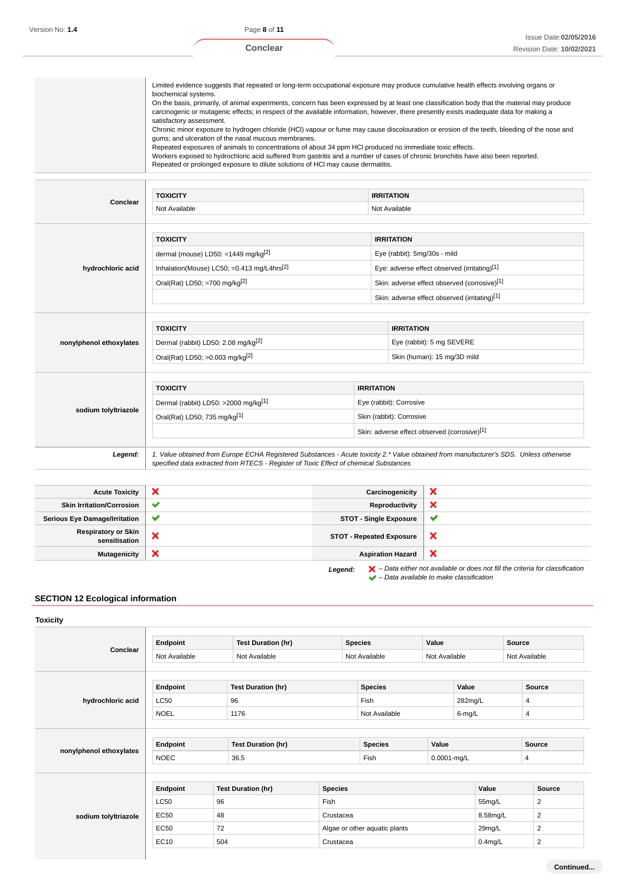| | |
|---|---|
| | Limited evidence suggests that repeated or long-term occupational exposure may produce cumulative health effects involving organs or biochemical systems.<br>On the basis, primarily, of animal experiments, concern has been expressed by at least one classification body that the material may produce carcinogenic or mutagenic effects; in respect of the available information, however, there presently exists inadequate data for making a satisfactory assessment.<br>Chronic minor exposure to hydrogen chloride (HCl) vapour or fume may cause discolouration or erosion of the teeth, bleeding of the nose and gums; and ulceration of the nasal mucous membranes.<br>Repeated exposures of animals to concentrations of about 34 ppm HCl produced no immediate toxic effects.<br>Workers exposed to hydrochloric acid suffered from gastritis and a number of cases of chronic bronchitis have also been reported.<br>Repeated or prolonged exposure to dilute solutions of HCl may cause dermatitis. |

**Conclear**

| TOXICITY | IRRITATION |
|---|---|
| Not Available | Not Available |

**hydrochloric acid**

| TOXICITY | IRRITATION |
|---|---|
| dermal (mouse) LD50: =1449 mg/kg[2] | Eye (rabbit): 5mg/30s - mild |
| Inhalation(Mouse) LC50; =0.413 mg/L4hrs[2] | Eye: adverse effect observed (irritating)[1] |
| Oral(Rat) LD50; =700 mg/kg[2] | Skin: adverse effect observed (corrosive)[1] |
| | Skin: adverse effect observed (irritating)[1] |

**nonylphenol ethoxylates**

| TOXICITY | IRRITATION |
|---|---|
| Dermal (rabbit) LD50: 2.08 mg/kg[2] | Eye (rabbit): 5 mg SEVERE |
| Oral(Rat) LD50; >0.003 mg/kg[2] | Skin (human): 15 mg/3D mild |

**sodium tolyltriazole**

| TOXICITY | IRRITATION |
|---|---|
| Dermal (rabbit) LD50: >2000 mg/kg[1] | Eye (rabbit): Corrosive |
| Oral(Rat) LD50; 735 mg/kg[1] | Skin (rabbit): Corrosive |
| | Skin: adverse effect observed (corrosive)[1] |

***Legend:*** *1. Value obtained from Europe ECHA Registered Substances - Acute toxicity 2.\* Value obtained from manufacturer's SDS. Unless otherwise specified data extracted from RTECS - Register of Toxic Effect of chemical Substances*

| | | | |
|---|---|---|---|
| **Acute Toxicity** | ✗ | **Carcinogenicity** | ✗ |
| **Skin Irritation/Corrosion** | ✔ | **Reproductivity** | ✗ |
| **Serious Eye Damage/Irritation** | ✔ | **STOT - Single Exposure** | ✔ |
| **Respiratory or Skin sensitisation** | ✗ | **STOT - Repeated Exposure** | ✗ |
| **Mutagenicity** | ✗ | **Aspiration Hazard** | ✗ |

***Legend:*** ✗ *– Data either not available or does not fill the criteria for classification*
✔ *– Data available to make classification*

## SECTION 12 Ecological information

### Toxicity

**Conclear**

| Endpoint | Test Duration (hr) | Species | Value | Source |
|---|---|---|---|---|
| Not Available | Not Available | Not Available | Not Available | Not Available |

**hydrochloric acid**

| Endpoint | Test Duration (hr) | Species | Value | Source |
|---|---|---|---|---|
| LC50 | 96 | Fish | 282mg/L | 4 |
| NOEL | 1176 | Not Available | 6-mg/L | 4 |

**nonylphenol ethoxylates**

| Endpoint | Test Duration (hr) | Species | Value | Source |
|---|---|---|---|---|
| NOEC | 36.5 | Fish | 0.0001-mg/L | 4 |

**sodium tolyltriazole**

| Endpoint | Test Duration (hr) | Species | Value | Source |
|---|---|---|---|---|
| LC50 | 96 | Fish | 55mg/L | 2 |
| EC50 | 48 | Crustacea | 8.58mg/L | 2 |
| EC50 | 72 | Algae or either aquatic plants | 29mg/L | 2 |
| EC10 | 504 | Crustacea | 0.4mg/L | 2 |

Continued...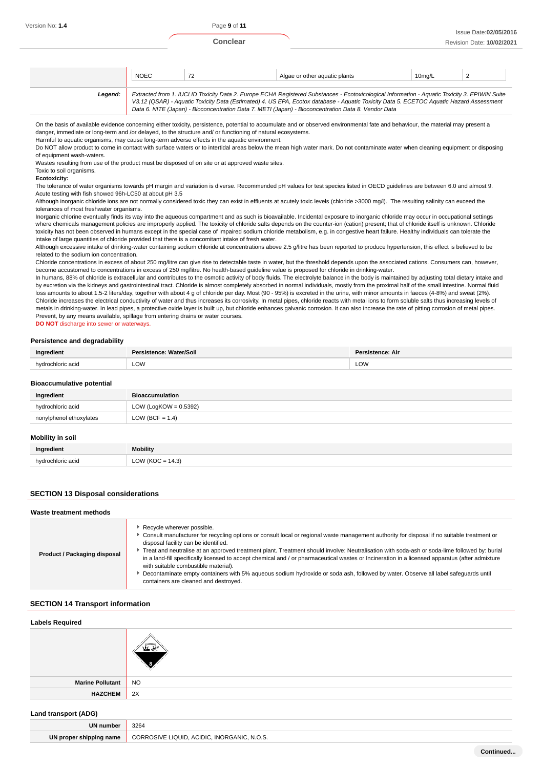| | NOEC | 72 | Algae or other aquatic plants | 10mg/L | 2 |
|---|---|---|---|---|---|
| **Legend:** | *Extracted from 1. IUCLID Toxicity Data 2. Europe ECHA Registered Substances - Ecotoxicological Information - Aquatic Toxicity 3. EPIWIN Suite V3.12 (QSAR) - Aquatic Toxicity Data (Estimated) 4. US EPA, Ecotox database - Aquatic Toxicity Data 5. ECETOC Aquatic Hazard Assessment Data 6. NITE (Japan) - Bioconcentration Data 7. METI (Japan) - Bioconcentration Data 8. Vendor Data* | | | | |

On the basis of available evidence concerning either toxicity, persistence, potential to accumulate and or observed environmental fate and behaviour, the material may present a danger, immediate or long-term and /or delayed, to the structure and/ or functioning of natural ecosystems.
Harmful to aquatic organisms, may cause long-term adverse effects in the aquatic environment.
Do NOT allow product to come in contact with surface waters or to intertidal areas below the mean high water mark. Do not contaminate water when cleaning equipment or disposing of equipment wash-waters.
Wastes resulting from use of the product must be disposed of on site or at approved waste sites.
Toxic to soil organisms.

**Ecotoxicity:**

The tolerance of water organisms towards pH margin and variation is diverse. Recommended pH values for test species listed in OECD guidelines are between 6.0 and almost 9.
Acute testing with fish showed 96h-LC50 at about pH 3.5
Although inorganic chloride ions are not normally considered toxic they can exist in effluents at acutely toxic levels (chloride >3000 mg/l). The resulting salinity can exceed the tolerances of most freshwater organisms.
Inorganic chlorine eventually finds its way into the aqueous compartment and as such is bioavailable. Incidental exposure to inorganic chloride may occur in occupational settings where chemicals management policies are improperly applied. The toxicity of chloride salts depends on the counter-ion (cation) present; that of chloride itself is unknown. Chloride toxicity has not been observed in humans except in the special case of impaired sodium chloride metabolism, e.g. in congestive heart failure. Healthy individuals can tolerate the intake of large quantities of chloride provided that there is a concomitant intake of fresh water.
Although excessive intake of drinking-water containing sodium chloride at concentrations above 2.5 g/litre has been reported to produce hypertension, this effect is believed to be related to the sodium ion concentration.
Chloride concentrations in excess of about 250 mg/litre can give rise to detectable taste in water, but the threshold depends upon the associated cations. Consumers can, however, become accustomed to concentrations in excess of 250 mg/litre. No health-based guideline value is proposed for chloride in drinking-water.
In humans, 88% of chloride is extracellular and contributes to the osmotic activity of body fluids. The electrolyte balance in the body is maintained by adjusting total dietary intake and by excretion via the kidneys and gastrointestinal tract. Chloride is almost completely absorbed in normal individuals, mostly from the proximal half of the small intestine. Normal fluid loss amounts to about 1.5-2 liters/day, together with about 4 g of chloride per day. Most (90 - 95%) is excreted in the urine, with minor amounts in faeces (4-8%) and sweat (2%).
Chloride increases the electrical conductivity of water and thus increases its corrosivity. In metal pipes, chloride reacts with metal ions to form soluble salts thus increasing levels of metals in drinking-water. In lead pipes, a protective oxide layer is built up, but chloride enhances galvanic corrosion. It can also increase the rate of pitting corrosion of metal pipes.
Prevent, by any means available, spillage from entering drains or water courses.
**DO NOT** discharge into sewer or waterways.

### Persistence and degradability

| Ingredient | Persistence: Water/Soil | Persistence: Air |
|---|---|---|
| hydrochloric acid | LOW | LOW |

### Bioaccumulative potential

| Ingredient | Bioaccumulation |
|---|---|
| hydrochloric acid | LOW (LogKOW = 0.5392) |
| nonylphenol ethoxylates | LOW (BCF = 1.4) |

### Mobility in soil

| Ingredient | Mobility |
|---|---|
| hydrochloric acid | LOW (KOC = 14.3) |

## SECTION 13 Disposal considerations

### Waste treatment methods

| | |
|---|---|
| **Product / Packaging disposal** | ▸ Recycle wherever possible. ▸ Consult manufacturer for recycling options or consult local or regional waste management authority for disposal if no suitable treatment or disposal facility can be identified. ▸ Treat and neutralise at an approved treatment plant. Treatment should involve: Neutralisation with soda-ash or soda-lime followed by: burial in a land-fill specifically licensed to accept chemical and / or pharmaceutical wastes or Incineration in a licensed apparatus (after admixture with suitable combustible material). ▸ Decontaminate empty containers with 5% aqueous sodium hydroxide or soda ash, followed by water. Observe all label safeguards until containers are cleaned and destroyed. |

## SECTION 14 Transport information

### Labels Required

| | |
|---|---|
| | 8 |
| **Marine Pollutant** | NO |
| **HAZCHEM** | 2X |

### Land transport (ADG)

| | |
|---|---|
| **UN number** | 3264 |
| **UN proper shipping name** | CORROSIVE LIQUID, ACIDIC, INORGANIC, N.O.S. |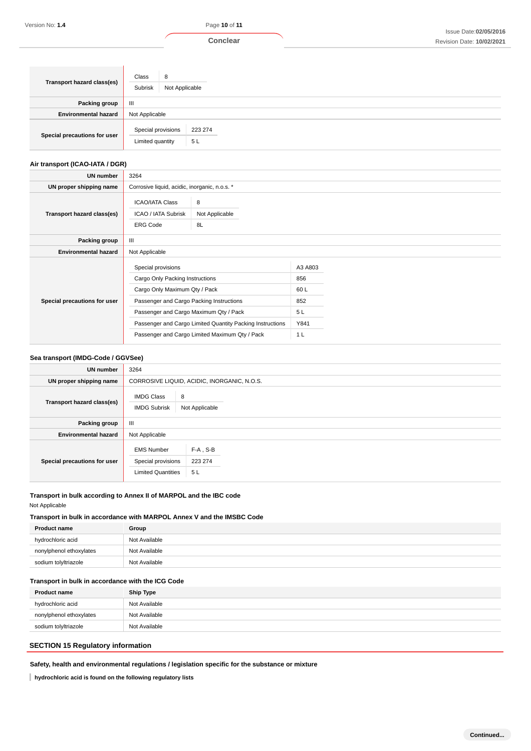| | |
|---|---|
| **Transport hazard class(es)** | Class: 8<br>Subrisk: Not Applicable |
| **Packing group** | III |
| **Environmental hazard** | Not Applicable |
| **Special precautions for user** | Special provisions: 223 274<br>Limited quantity: 5 L |

### Air transport (ICAO-IATA / DGR)

| | |
|---|---|
| **UN number** | 3264 |
| **UN proper shipping name** | Corrosive liquid, acidic, inorganic, n.o.s. * |
| **Transport hazard class(es)** | ICAO/IATA Class: 8<br>ICAO / IATA Subrisk: Not Applicable<br>ERG Code: 8L |
| **Packing group** | III |
| **Environmental hazard** | Not Applicable |
| **Special precautions for user** | Special provisions: A3 A803<br>Cargo Only Packing Instructions: 856<br>Cargo Only Maximum Qty / Pack: 60 L<br>Passenger and Cargo Packing Instructions: 852<br>Passenger and Cargo Maximum Qty / Pack: 5 L<br>Passenger and Cargo Limited Quantity Packing Instructions: Y841<br>Passenger and Cargo Limited Maximum Qty / Pack: 1 L |

### Sea transport (IMDG-Code / GGVSee)

| | |
|---|---|
| **UN number** | 3264 |
| **UN proper shipping name** | CORROSIVE LIQUID, ACIDIC, INORGANIC, N.O.S. |
| **Transport hazard class(es)** | IMDG Class: 8<br>IMDG Subrisk: Not Applicable |
| **Packing group** | III |
| **Environmental hazard** | Not Applicable |
| **Special precautions for user** | EMS Number: F-A , S-B<br>Special provisions: 223 274<br>Limited Quantities: 5 L |

### Transport in bulk according to Annex II of MARPOL and the IBC code

Not Applicable

### Transport in bulk in accordance with MARPOL Annex V and the IMSBC Code

| Product name | Group |
|---|---|
| hydrochloric acid | Not Available |
| nonylphenol ethoxylates | Not Available |
| sodium tolyltriazole | Not Available |

### Transport in bulk in accordance with the ICG Code

| Product name | Ship Type |
|---|---|
| hydrochloric acid | Not Available |
| nonylphenol ethoxylates | Not Available |
| sodium tolyltriazole | Not Available |

## SECTION 15 Regulatory information

### Safety, health and environmental regulations / legislation specific for the substance or mixture

**hydrochloric acid is found on the following regulatory lists**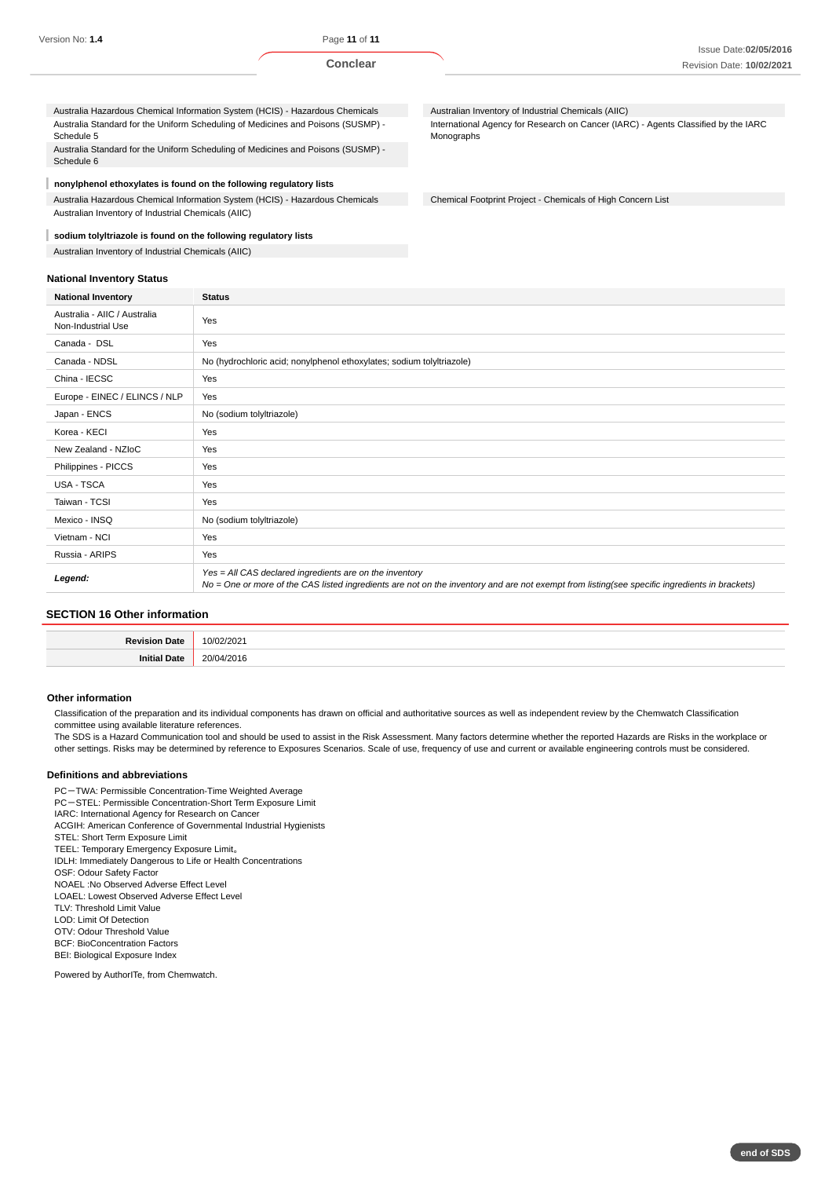Australia Hazardous Chemical Information System (HCIS) - Hazardous Chemicals

Australia Standard for the Uniform Scheduling of Medicines and Poisons (SUSMP) - Schedule 5

Australia Standard for the Uniform Scheduling of Medicines and Poisons (SUSMP) - Schedule 6

Australian Inventory of Industrial Chemicals (AIIC)

International Agency for Research on Cancer (IARC) - Agents Classified by the IARC Monographs

**nonylphenol ethoxylates is found on the following regulatory lists**

Australia Hazardous Chemical Information System (HCIS) - Hazardous Chemicals

Australian Inventory of Industrial Chemicals (AIIC)

Chemical Footprint Project - Chemicals of High Concern List

**sodium tolyltriazole is found on the following regulatory lists**

Australian Inventory of Industrial Chemicals (AIIC)

### National Inventory Status

| National Inventory | Status |
|---|---|
| Australia - AIIC / Australia Non-Industrial Use | Yes |
| Canada - DSL | Yes |
| Canada - NDSL | No (hydrochloric acid; nonylphenol ethoxylates; sodium tolyltriazole) |
| China - IECSC | Yes |
| Europe - EINEC / ELINCS / NLP | Yes |
| Japan - ENCS | No (sodium tolyltriazole) |
| Korea - KECI | Yes |
| New Zealand - NZIoC | Yes |
| Philippines - PICCS | Yes |
| USA - TSCA | Yes |
| Taiwan - TCSI | Yes |
| Mexico - INSQ | No (sodium tolyltriazole) |
| Vietnam - NCI | Yes |
| Russia - ARIPS | Yes |
| *Legend:* | *Yes = All CAS declared ingredients are on the inventory*<br>*No = One or more of the CAS listed ingredients are not on the inventory and are not exempt from listing(see specific ingredients in brackets)* |

## SECTION 16 Other information

| | |
|---|---|
| **Revision Date** | 10/02/2021 |
| **Initial Date** | 20/04/2016 |

### Other information

Classification of the preparation and its individual components has drawn on official and authoritative sources as well as independent review by the Chemwatch Classification committee using available literature references.

The SDS is a Hazard Communication tool and should be used to assist in the Risk Assessment. Many factors determine whether the reported Hazards are Risks in the workplace or other settings. Risks may be determined by reference to Exposures Scenarios. Scale of use, frequency of use and current or available engineering controls must be considered.

### Definitions and abbreviations

PC－TWA: Permissible Concentration-Time Weighted Average
PC－STEL: Permissible Concentration-Short Term Exposure Limit
IARC: International Agency for Research on Cancer
ACGIH: American Conference of Governmental Industrial Hygienists
STEL: Short Term Exposure Limit
TEEL: Temporary Emergency Exposure Limit。
IDLH: Immediately Dangerous to Life or Health Concentrations
OSF: Odour Safety Factor
NOAEL :No Observed Adverse Effect Level
LOAEL: Lowest Observed Adverse Effect Level
TLV: Threshold Limit Value
LOD: Limit Of Detection
OTV: Odour Threshold Value
BCF: BioConcentration Factors
BEI: Biological Exposure Index

Powered by AuthorITe, from Chemwatch.

end of SDS